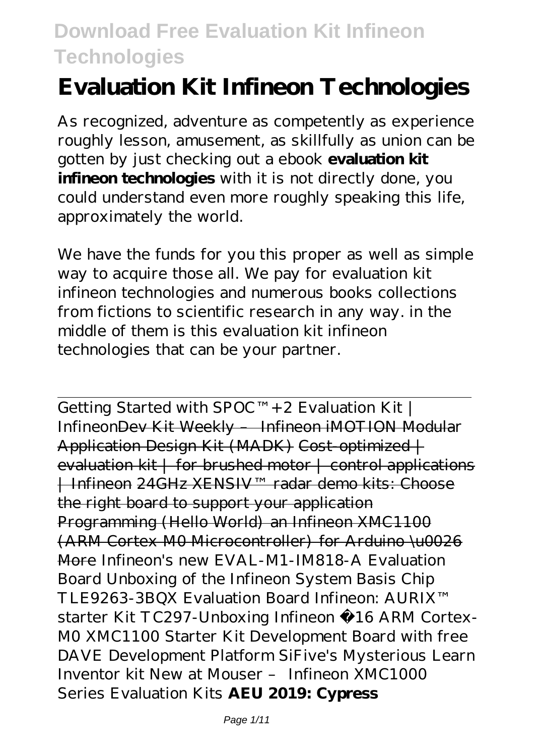# Evaluation Kit Infineon Technologies

As recognized, adventure as competently as experience roughly lesson, amusement, as skillfully as union can be gotten by just checking out a ebook **evaluation kit infineon technologies** with it is not directly done, you could understand even more roughly speaking this life, approximately the world.

We have the funds for you this proper as well as simple way to acquire those all. We pay for evaluation kit infineon technologies and numerous books collections from fictions to scientific research in any way. in the middle of them is this evaluation kit infineon technologies that can be your partner.

---

Getting Started with SPOC™+2 Evaluation Kit | Infineon~~Dev Kit Weekly – Infineon iMOTION Modular Application Design Kit (MADK)~~ ~~Cost-optimized | evaluation kit | for brushed motor | control applications | Infineon~~ ~~24GHz XENSIV™ radar demo kits: Choose the right board to support your application~~ ~~Programming (Hello World) an Infineon XMC1100 (ARM Cortex M0 Microcontroller) for Arduino \u0026 More~~ Infineon's new EVAL-M1-IM818-A Evaluation Board Unboxing of the Infineon System Basis Chip TLE9263-3BQX Evaluation Board Infineon: AURIX™ starter Kit TC297-Unboxing Infineon €16 ARM Cortex-M0 XMC1100 Starter Kit Development Board with free DAVE Development Platform SiFive's Mysterious Learn Inventor kit New at Mouser – Infineon XMC1000 Series Evaluation Kits **AEU 2019: Cypress**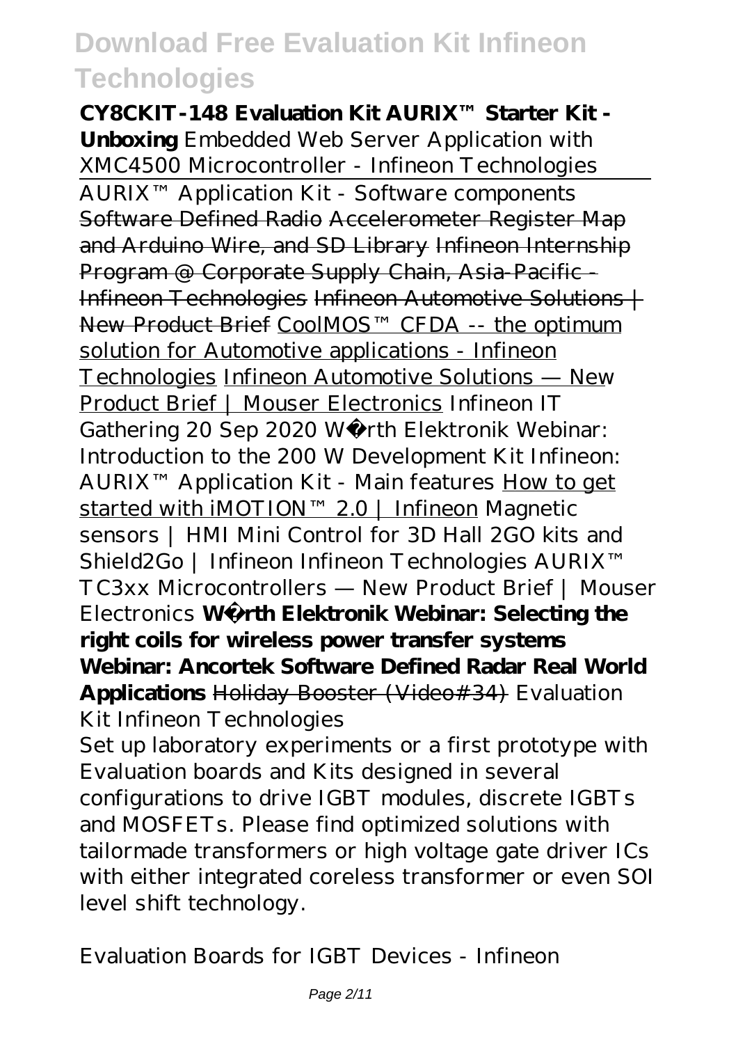**CY8CKIT-148 Evaluation Kit AURIX™ Starter Kit - Unboxing** *Embedded Web Server Application with XMC4500 Microcontroller - Infineon Technologies* AURIX™ Application Kit - Software components ~~Software Defined Radio~~ ~~Accelerometer Register Map and Arduino Wire, and SD Library~~ ~~Infineon Internship Program @ Corporate Supply Chain, Asia-Pacific - Infineon Technologies~~ ~~Infineon Automotive Solutions | New Product Brief~~ CoolMOS™ CFDA -- the optimum solution for Automotive applications - Infineon Technologies Infineon Automotive Solutions — New Product Brief | Mouser Electronics *Infineon IT Gathering 20 Sep 2020 Würth Elektronik Webinar: Introduction to the 200 W Development Kit Infineon: AURIX™ Application Kit - Main features* How to get started with iMOTION™ 2.0 | Infineon *Magnetic sensors | HMI Mini Control for 3D Hall 2GO kits and Shield2Go | Infineon Infineon Technologies AURIX™ TC3xx Microcontrollers — New Product Brief | Mouser Electronics* **Würth Elektronik Webinar: Selecting the right coils for wireless power transfer systems Webinar: Ancortek Software Defined Radar Real World Applications** ~~Holiday Booster (Video#34)~~ *Evaluation Kit Infineon Technologies*

Set up laboratory experiments or a first prototype with Evaluation boards and Kits designed in several configurations to drive IGBT modules, discrete IGBTs and MOSFETs. Please find optimized solutions with tailormade transformers or high voltage gate driver ICs with either integrated coreless transformer or even SOI level shift technology.

*Evaluation Boards for IGBT Devices - Infineon*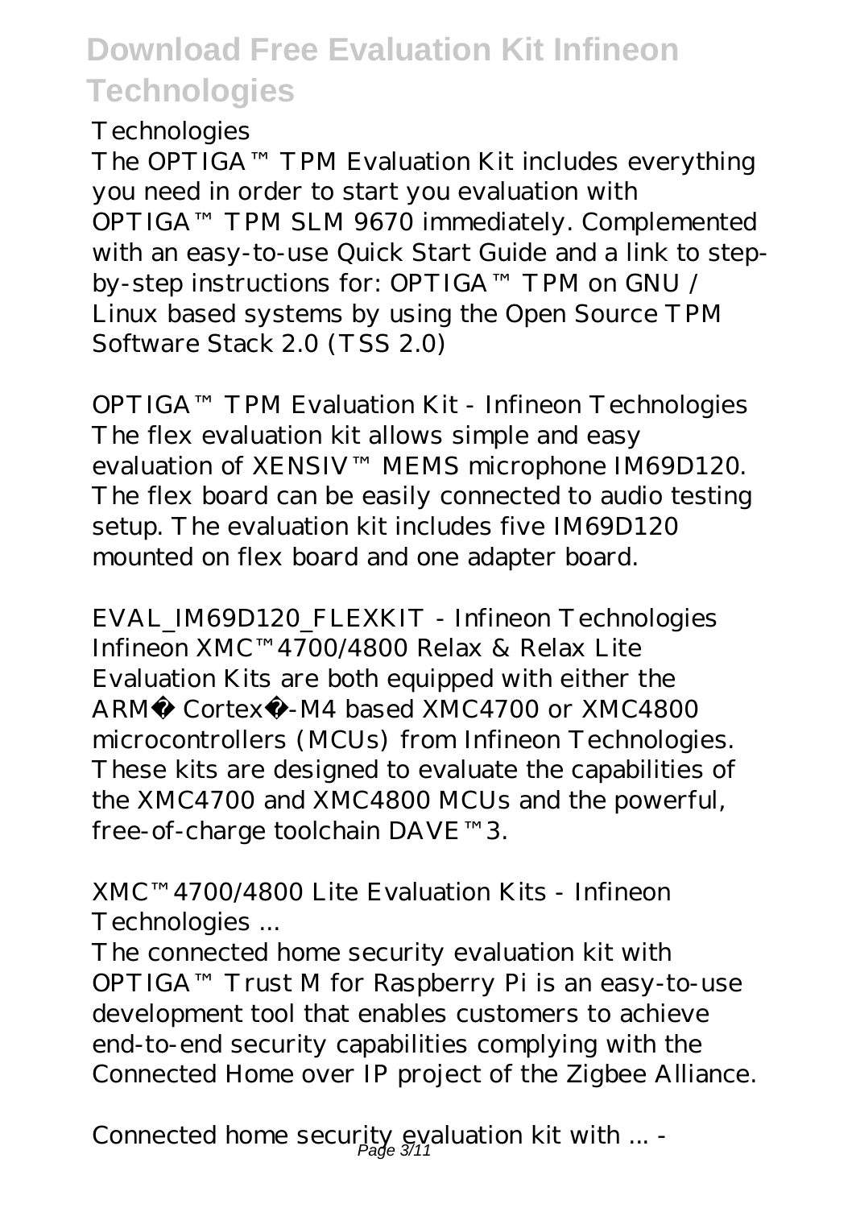*Technologies*

The OPTIGA™ TPM Evaluation Kit includes everything you need in order to start you evaluation with OPTIGA™ TPM SLM 9670 immediately. Complemented with an easy-to-use Quick Start Guide and a link to step-by-step instructions for: OPTIGA™ TPM on GNU / Linux based systems by using the Open Source TPM Software Stack 2.0 (TSS 2.0)

*OPTIGA™ TPM Evaluation Kit - Infineon Technologies*

The flex evaluation kit allows simple and easy evaluation of XENSIV™ MEMS microphone IM69D120. The flex board can be easily connected to audio testing setup. The evaluation kit includes five IM69D120 mounted on flex board and one adapter board.

*EVAL_IM69D120_FLEXKIT - Infineon Technologies*

Infineon XMC™4700/4800 Relax & Relax Lite Evaluation Kits are both equipped with either the ARM® Cortex®-M4 based XMC4700 or XMC4800 microcontrollers (MCUs) from Infineon Technologies. These kits are designed to evaluate the capabilities of the XMC4700 and XMC4800 MCUs and the powerful, free-of-charge toolchain DAVE™3.

*XMC™4700/4800 Lite Evaluation Kits - Infineon Technologies ...*

The connected home security evaluation kit with OPTIGA™ Trust M for Raspberry Pi is an easy-to-use development tool that enables customers to achieve end-to-end security capabilities complying with the Connected Home over IP project of the Zigbee Alliance.

*Connected home security evaluation kit with ... -*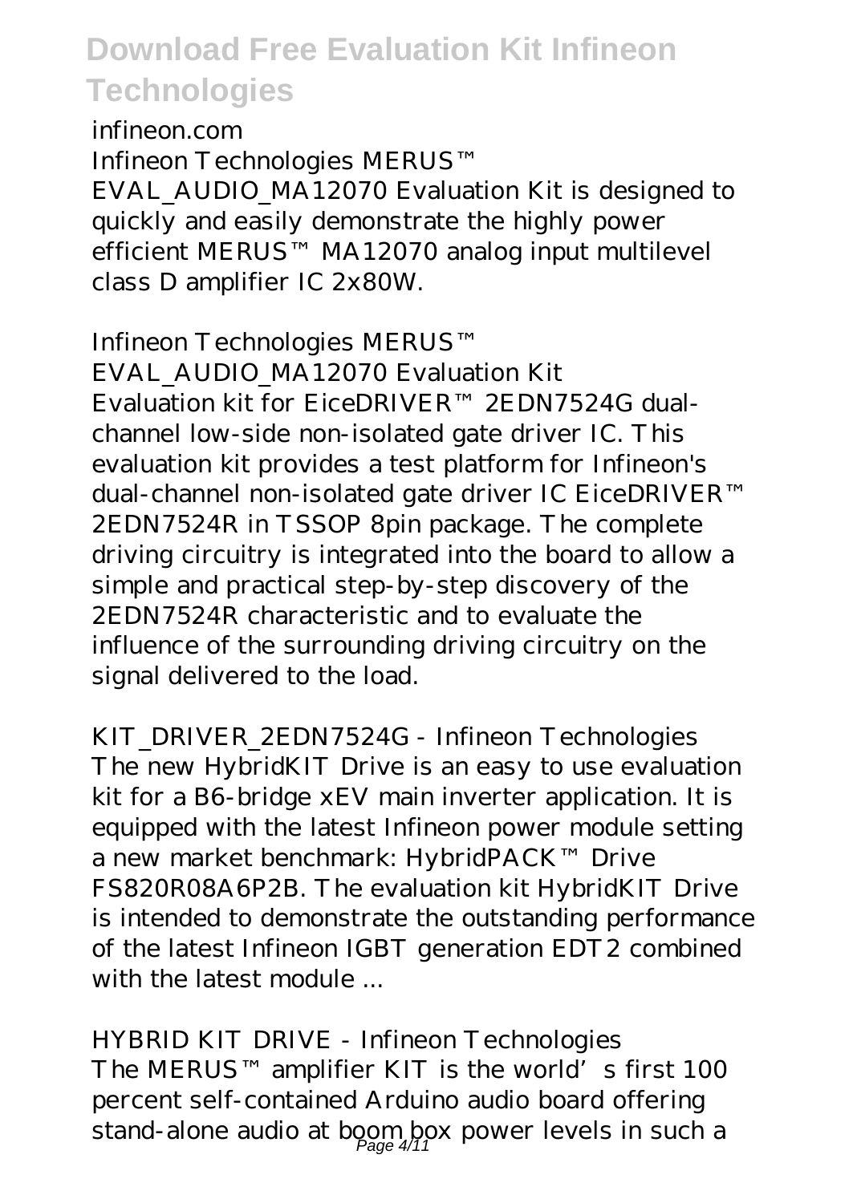infineon.com

Infineon Technologies MERUS™ EVAL_AUDIO_MA12070 Evaluation Kit is designed to quickly and easily demonstrate the highly power efficient MERUS™ MA12070 analog input multilevel class D amplifier IC 2x80W.

Infineon Technologies MERUS™ EVAL_AUDIO_MA12070 Evaluation Kit

Evaluation kit for EiceDRIVER™ 2EDN7524G dual-channel low-side non-isolated gate driver IC. This evaluation kit provides a test platform for Infineon's dual-channel non-isolated gate driver IC EiceDRIVER™ 2EDN7524R in TSSOP 8pin package. The complete driving circuitry is integrated into the board to allow a simple and practical step-by-step discovery of the 2EDN7524R characteristic and to evaluate the influence of the surrounding driving circuitry on the signal delivered to the load.

KIT_DRIVER_2EDN7524G - Infineon Technologies

The new HybridKIT Drive is an easy to use evaluation kit for a B6-bridge xEV main inverter application. It is equipped with the latest Infineon power module setting a new market benchmark: HybridPACK™ Drive FS820R08A6P2B. The evaluation kit HybridKIT Drive is intended to demonstrate the outstanding performance of the latest Infineon IGBT generation EDT2 combined with the latest module ...

HYBRID KIT DRIVE - Infineon Technologies

The MERUS™ amplifier KIT is the world's first 100 percent self-contained Arduino audio board offering stand-alone audio at boom box power levels in such a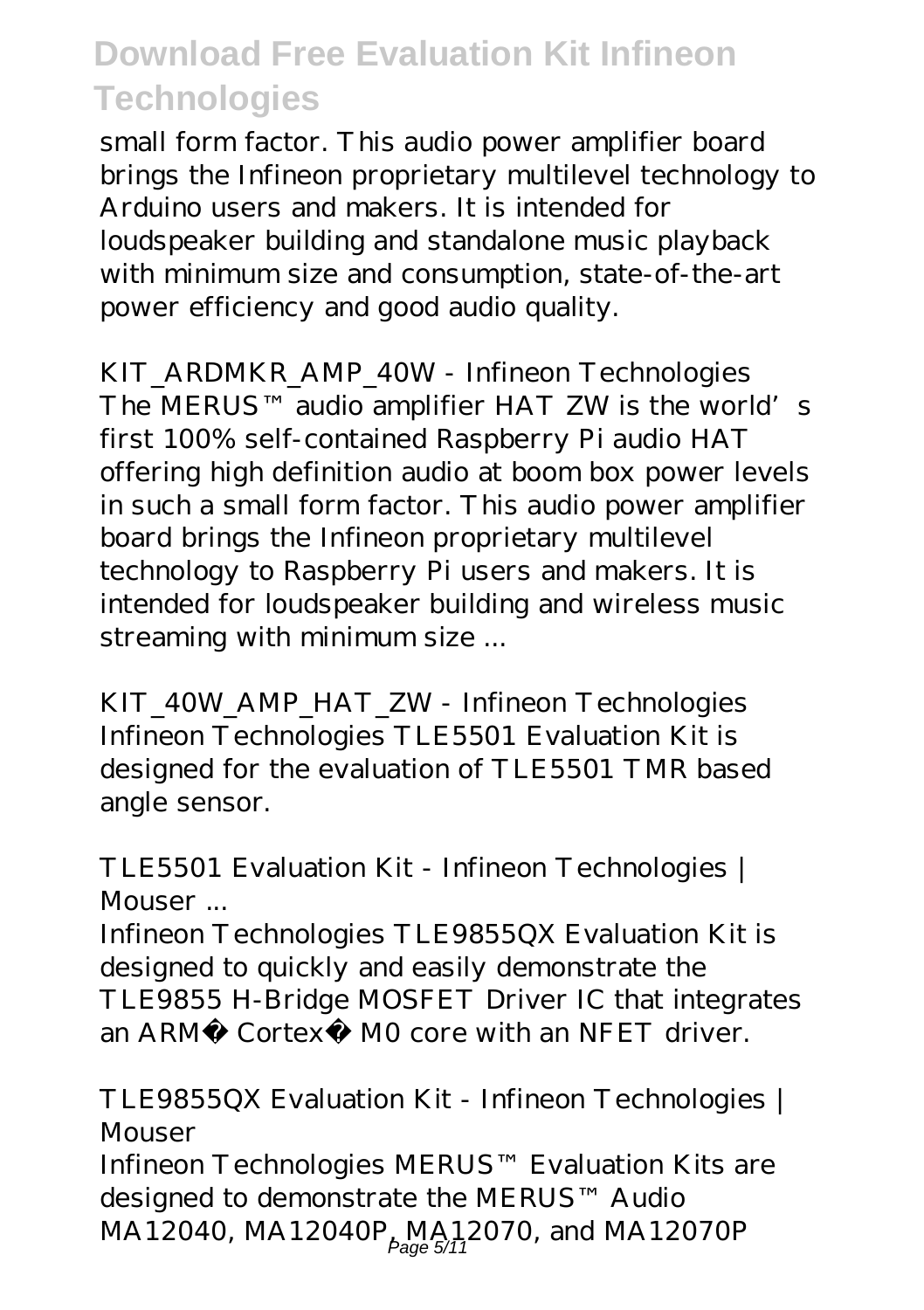small form factor. This audio power amplifier board brings the Infineon proprietary multilevel technology to Arduino users and makers. It is intended for loudspeaker building and standalone music playback with minimum size and consumption, state-of-the-art power efficiency and good audio quality.

*KIT_ARDMKR_AMP_40W - Infineon Technologies*

The MERUS™ audio amplifier HAT ZW is the world's first 100% self-contained Raspberry Pi audio HAT offering high definition audio at boom box power levels in such a small form factor. This audio power amplifier board brings the Infineon proprietary multilevel technology to Raspberry Pi users and makers. It is intended for loudspeaker building and wireless music streaming with minimum size ...

*KIT_40W_AMP_HAT_ZW - Infineon Technologies*

Infineon Technologies TLE5501 Evaluation Kit is designed for the evaluation of TLE5501 TMR based angle sensor.

*TLE5501 Evaluation Kit - Infineon Technologies | Mouser ...*

Infineon Technologies TLE9855QX Evaluation Kit is designed to quickly and easily demonstrate the TLE9855 H-Bridge MOSFET Driver IC that integrates an ARM® Cortex® M0 core with an NFET driver.

*TLE9855QX Evaluation Kit - Infineon Technologies | Mouser*

Infineon Technologies MERUS™ Evaluation Kits are designed to demonstrate the MERUS™ Audio MA12040, MA12040P, MA12070, and MA12070P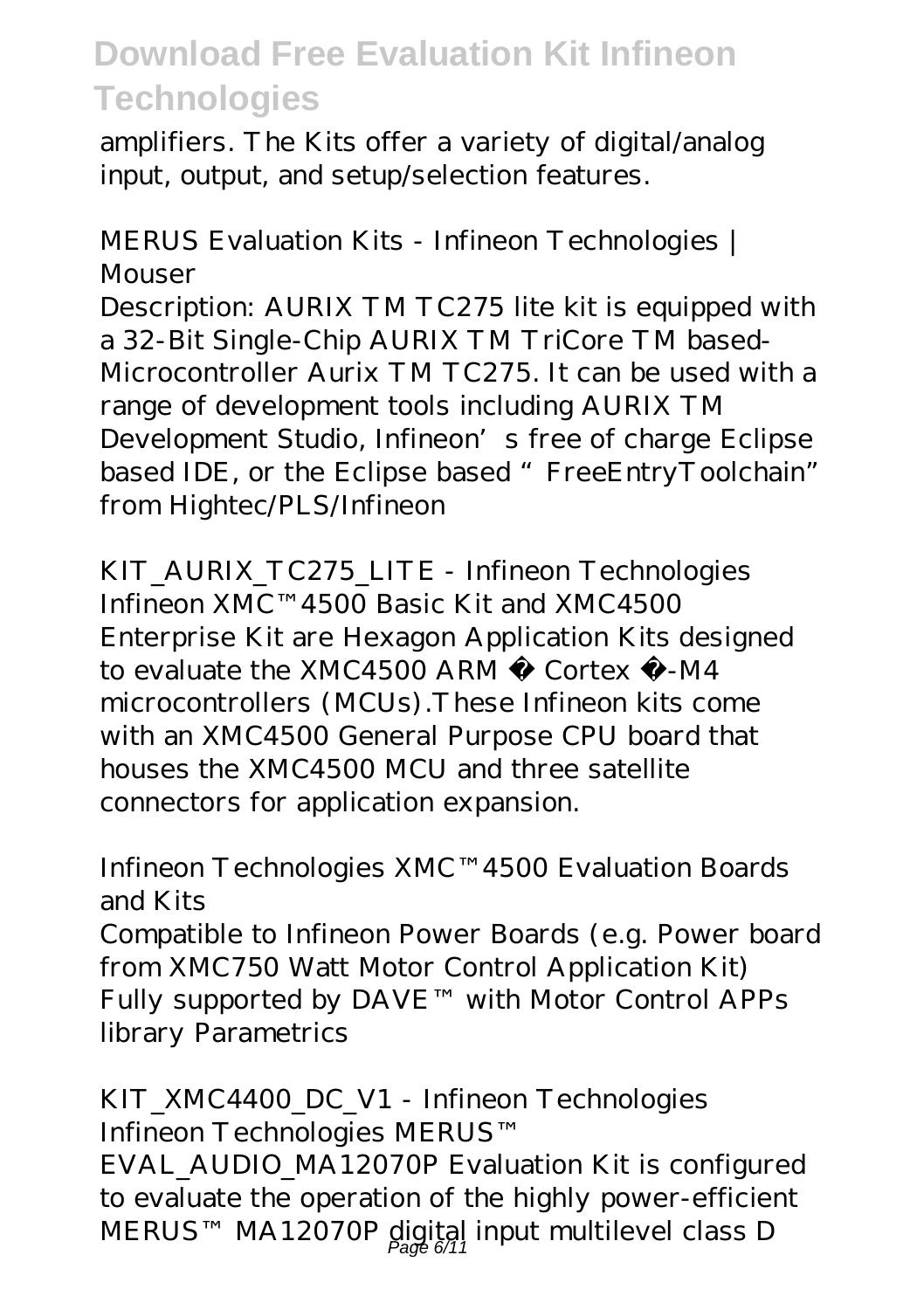amplifiers. The Kits offer a variety of digital/analog input, output, and setup/selection features.

*MERUS Evaluation Kits - Infineon Technologies | Mouser*

Description: AURIX TM TC275 lite kit is equipped with a 32-Bit Single-Chip AURIX TM TriCore TM based-Microcontroller Aurix TM TC275. It can be used with a range of development tools including AURIX TM Development Studio, Infineon's free of charge Eclipse based IDE, or the Eclipse based "FreeEntryToolchain" from Hightec/PLS/Infineon

*KIT_AURIX_TC275_LITE - Infineon Technologies*

Infineon XMC™4500 Basic Kit and XMC4500 Enterprise Kit are Hexagon Application Kits designed to evaluate the XMC4500 ARM ® Cortex ®-M4 microcontrollers (MCUs).These Infineon kits come with an XMC4500 General Purpose CPU board that houses the XMC4500 MCU and three satellite connectors for application expansion.

*Infineon Technologies XMC™4500 Evaluation Boards and Kits*

Compatible to Infineon Power Boards (e.g. Power board from XMC750 Watt Motor Control Application Kit) Fully supported by DAVE™ with Motor Control APPs library Parametrics

*KIT_XMC4400_DC_V1 - Infineon Technologies*

Infineon Technologies MERUS™ EVAL_AUDIO_MA12070P Evaluation Kit is configured to evaluate the operation of the highly power-efficient MERUS™ MA12070P digital input multilevel class D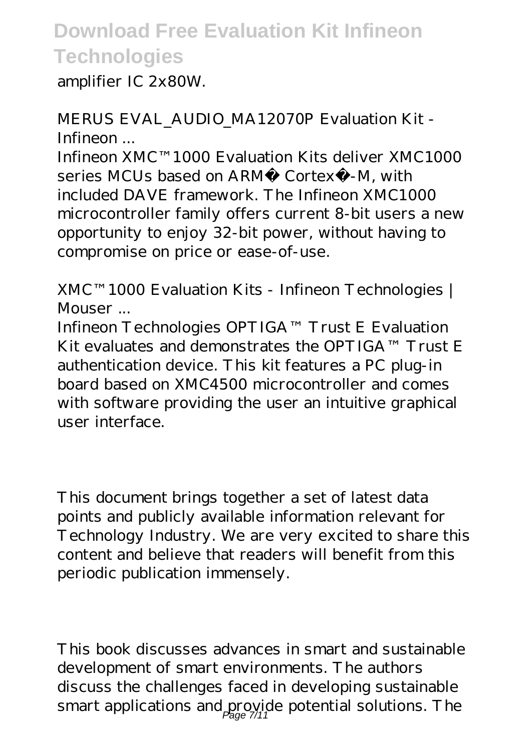amplifier IC 2x80W.

*MERUS EVAL_AUDIO_MA12070P Evaluation Kit - Infineon ...*

Infineon XMC™1000 Evaluation Kits deliver XMC1000 series MCUs based on ARM® Cortex®-M, with included DAVE framework. The Infineon XMC1000 microcontroller family offers current 8-bit users a new opportunity to enjoy 32-bit power, without having to compromise on price or ease-of-use.

*XMC™1000 Evaluation Kits - Infineon Technologies | Mouser ...*

Infineon Technologies OPTIGA™ Trust E Evaluation Kit evaluates and demonstrates the OPTIGA™ Trust E authentication device. This kit features a PC plug-in board based on XMC4500 microcontroller and comes with software providing the user an intuitive graphical user interface.

This document brings together a set of latest data points and publicly available information relevant for Technology Industry. We are very excited to share this content and believe that readers will benefit from this periodic publication immensely.

This book discusses advances in smart and sustainable development of smart environments. The authors discuss the challenges faced in developing sustainable smart applications and provide potential solutions. The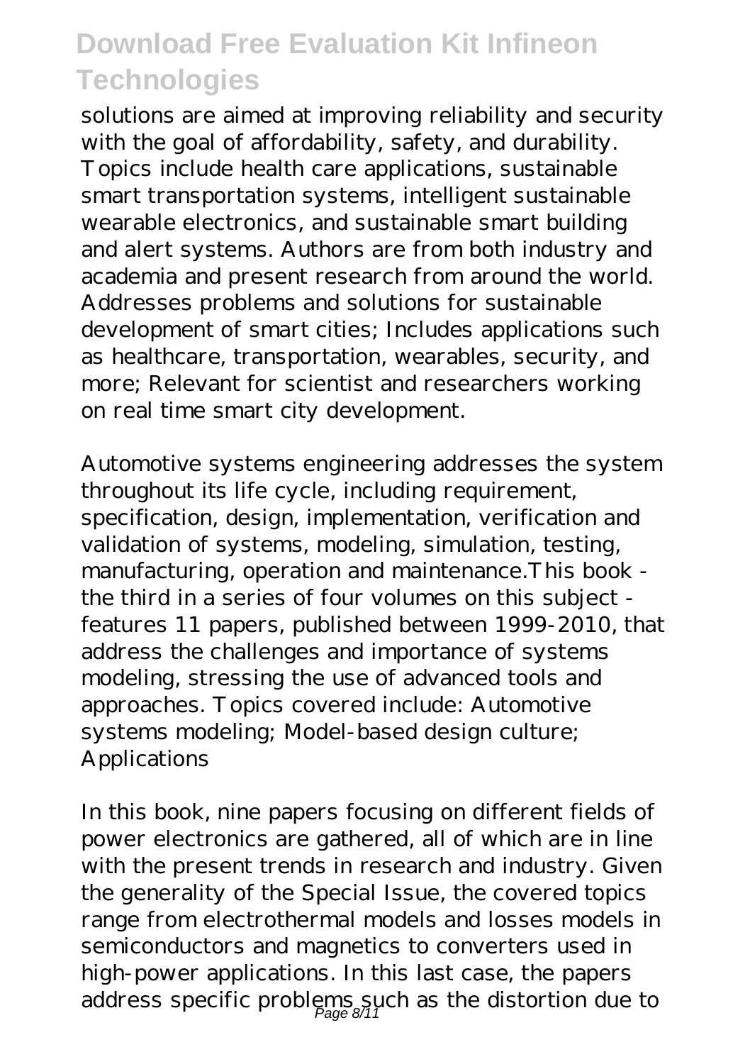solutions are aimed at improving reliability and security with the goal of affordability, safety, and durability. Topics include health care applications, sustainable smart transportation systems, intelligent sustainable wearable electronics, and sustainable smart building and alert systems. Authors are from both industry and academia and present research from around the world. Addresses problems and solutions for sustainable development of smart cities; Includes applications such as healthcare, transportation, wearables, security, and more; Relevant for scientist and researchers working on real time smart city development.

Automotive systems engineering addresses the system throughout its life cycle, including requirement, specification, design, implementation, verification and validation of systems, modeling, simulation, testing, manufacturing, operation and maintenance.This book - the third in a series of four volumes on this subject - features 11 papers, published between 1999-2010, that address the challenges and importance of systems modeling, stressing the use of advanced tools and approaches. Topics covered include: Automotive systems modeling; Model-based design culture; Applications

In this book, nine papers focusing on different fields of power electronics are gathered, all of which are in line with the present trends in research and industry. Given the generality of the Special Issue, the covered topics range from electrothermal models and losses models in semiconductors and magnetics to converters used in high-power applications. In this last case, the papers address specific problems such as the distortion due to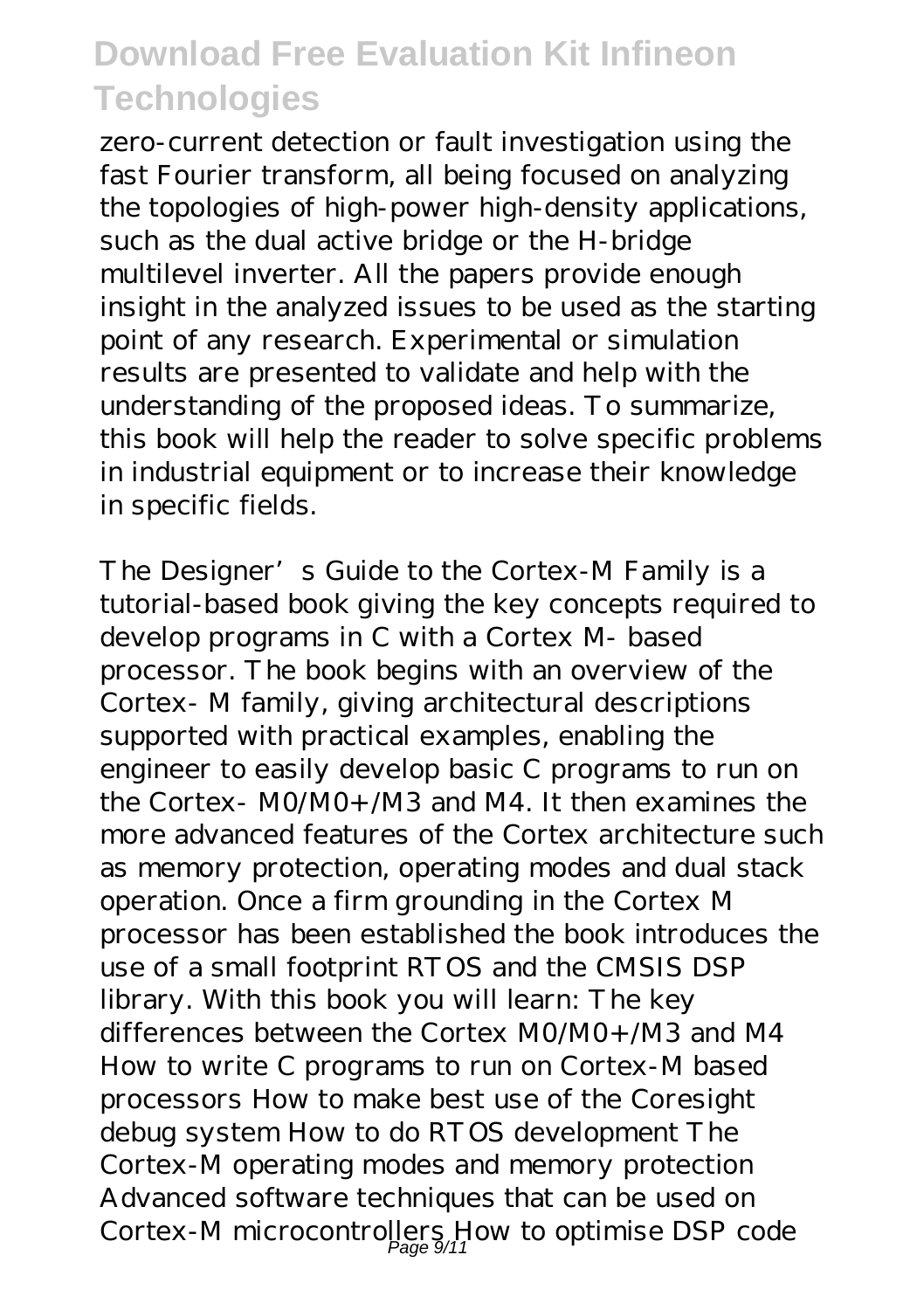zero-current detection or fault investigation using the fast Fourier transform, all being focused on analyzing the topologies of high-power high-density applications, such as the dual active bridge or the H-bridge multilevel inverter. All the papers provide enough insight in the analyzed issues to be used as the starting point of any research. Experimental or simulation results are presented to validate and help with the understanding of the proposed ideas. To summarize, this book will help the reader to solve specific problems in industrial equipment or to increase their knowledge in specific fields.

The Designer's Guide to the Cortex-M Family is a tutorial-based book giving the key concepts required to develop programs in C with a Cortex M- based processor. The book begins with an overview of the Cortex- M family, giving architectural descriptions supported with practical examples, enabling the engineer to easily develop basic C programs to run on the Cortex- M0/M0+/M3 and M4. It then examines the more advanced features of the Cortex architecture such as memory protection, operating modes and dual stack operation. Once a firm grounding in the Cortex M processor has been established the book introduces the use of a small footprint RTOS and the CMSIS DSP library. With this book you will learn: The key differences between the Cortex M0/M0+/M3 and M4 How to write C programs to run on Cortex-M based processors How to make best use of the Coresight debug system How to do RTOS development The Cortex-M operating modes and memory protection Advanced software techniques that can be used on Cortex-M microcontrollers How to optimise DSP code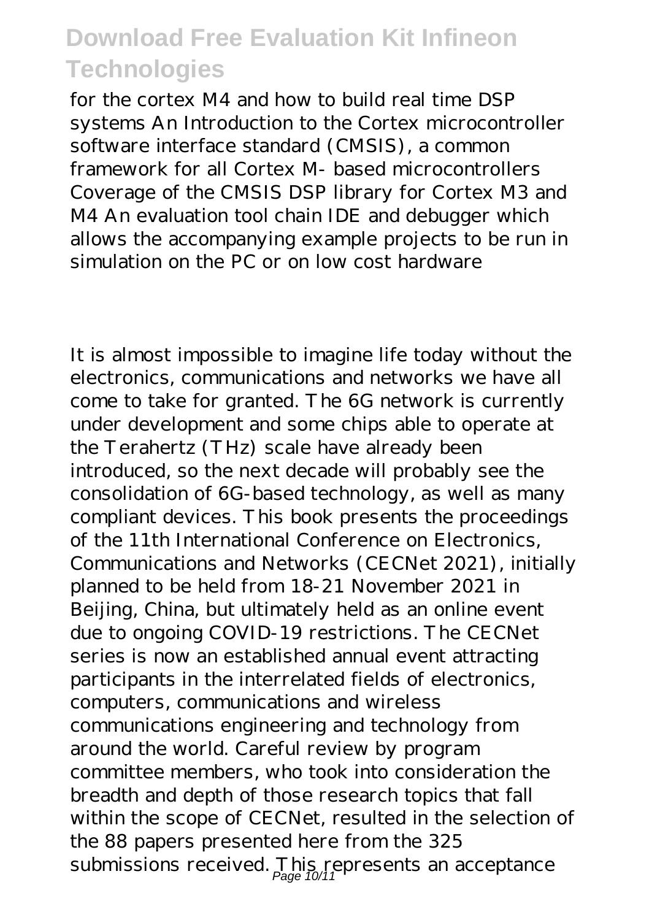for the cortex M4 and how to build real time DSP systems An Introduction to the Cortex microcontroller software interface standard (CMSIS), a common framework for all Cortex M- based microcontrollers Coverage of the CMSIS DSP library for Cortex M3 and M4 An evaluation tool chain IDE and debugger which allows the accompanying example projects to be run in simulation on the PC or on low cost hardware

It is almost impossible to imagine life today without the electronics, communications and networks we have all come to take for granted. The 6G network is currently under development and some chips able to operate at the Terahertz (THz) scale have already been introduced, so the next decade will probably see the consolidation of 6G-based technology, as well as many compliant devices. This book presents the proceedings of the 11th International Conference on Electronics, Communications and Networks (CECNet 2021), initially planned to be held from 18-21 November 2021 in Beijing, China, but ultimately held as an online event due to ongoing COVID-19 restrictions. The CECNet series is now an established annual event attracting participants in the interrelated fields of electronics, computers, communications and wireless communications engineering and technology from around the world. Careful review by program committee members, who took into consideration the breadth and depth of those research topics that fall within the scope of CECNet, resulted in the selection of the 88 papers presented here from the 325 submissions received. This represents an acceptance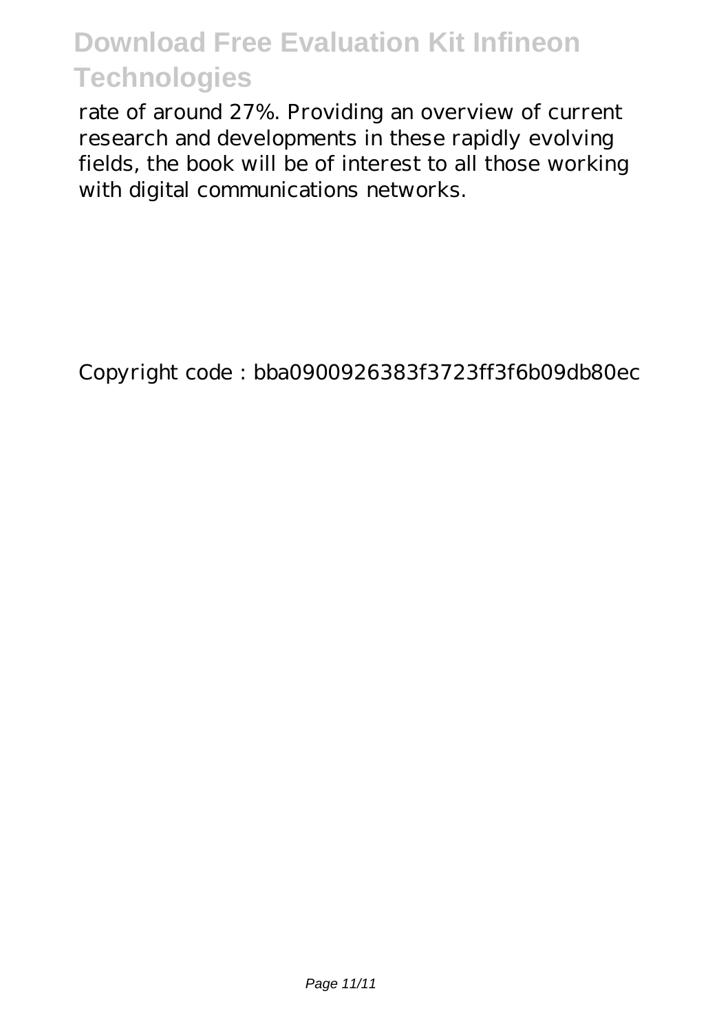rate of around 27%. Providing an overview of current research and developments in these rapidly evolving fields, the book will be of interest to all those working with digital communications networks.

Copyright code : bba0900926383f3723ff3f6b09db80ec